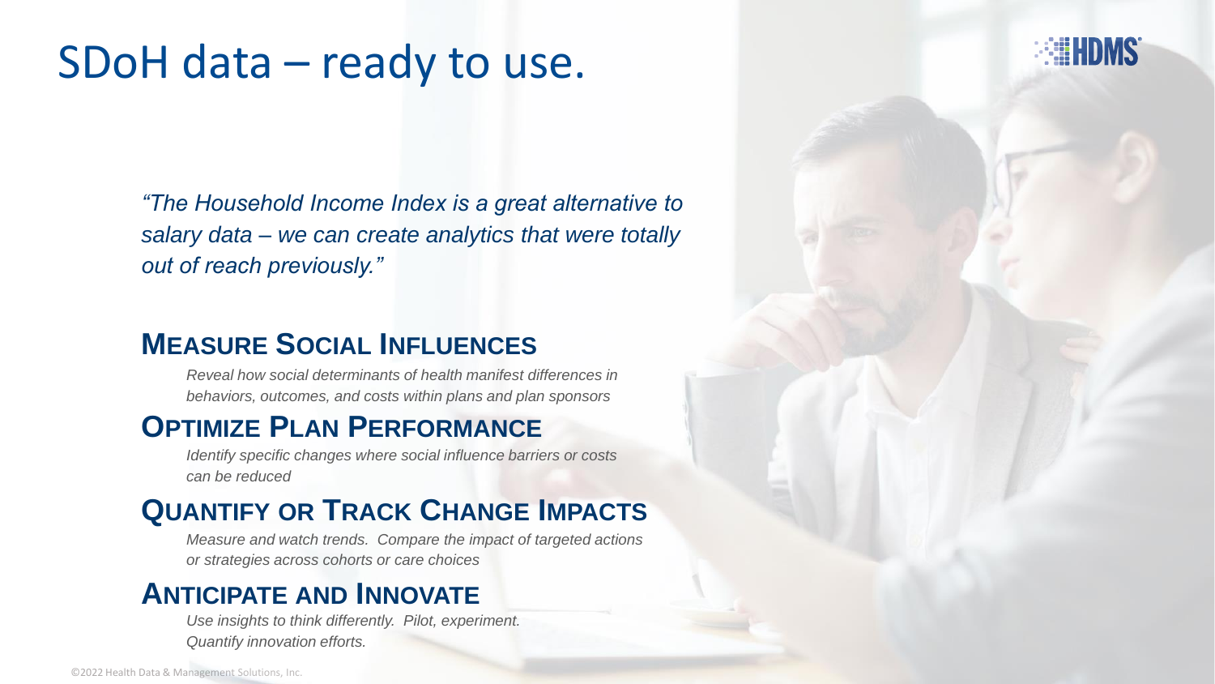# SDoH data – ready to use.

*"The Household Income Index is a great alternative to salary data – we can create analytics that were totally out of reach previously."*

## Measure Social Influences

*Reveal how social determinants of health manifest differences in behaviors, outcomes, and costs within plans and plan sponsors*

## Optimize Plan Performance

*Identify specific changes where social influence barriers or costs can be reduced*

## Quantify or Track Change Impacts

*Measure and watch trends. Compare the impact of targeted actions or strategies across cohorts or care choices*

## Anticipate and Innovate

*Use insights to think differently. Pilot, experiment. Quantify innovation efforts.*

©2022 Health Data & Management Solutions, Inc.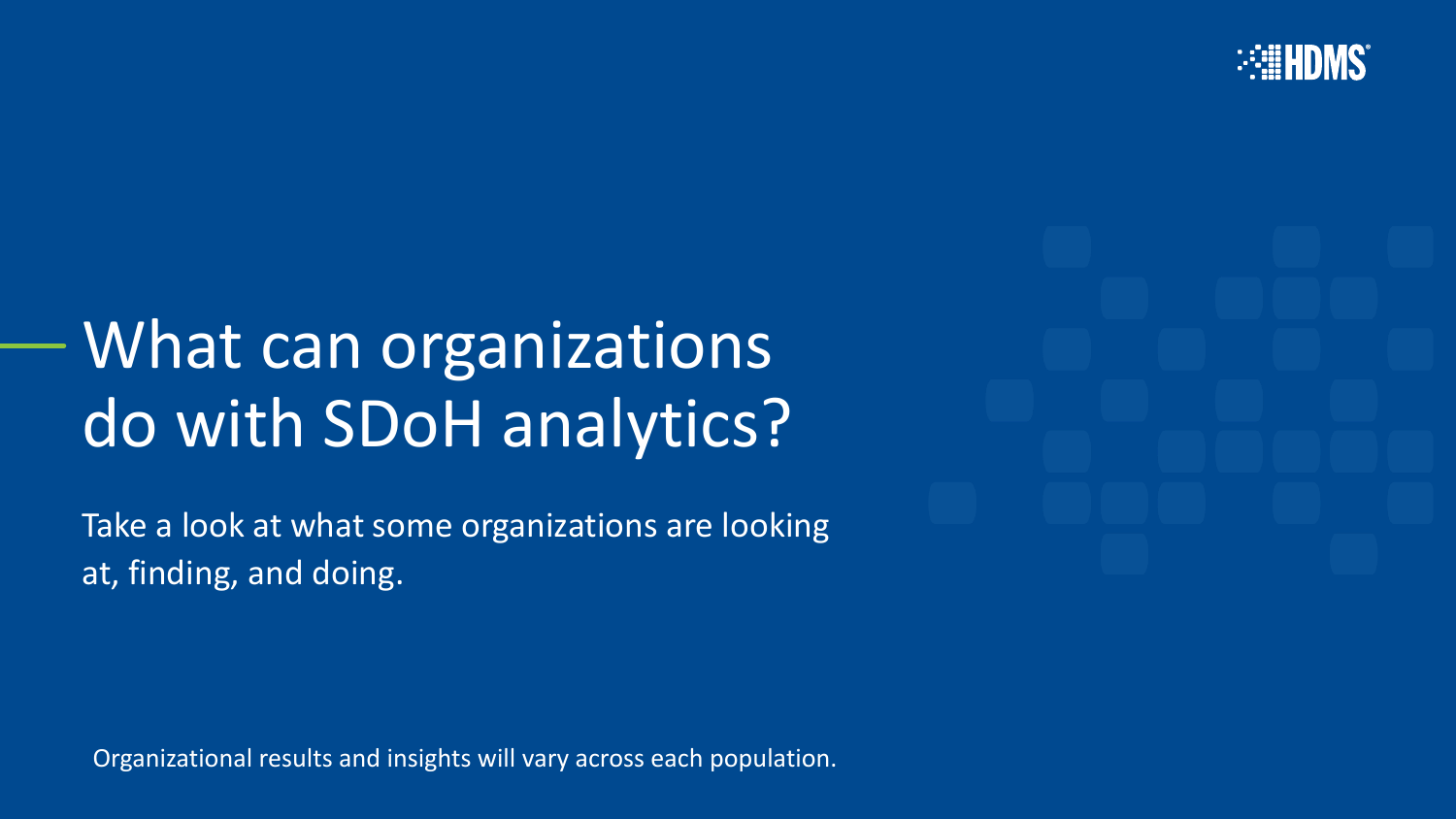# What can organizations do with SDoH analytics?

Take a look at what some organizations are looking at, finding, and doing.

Organizational results and insights will vary across each population.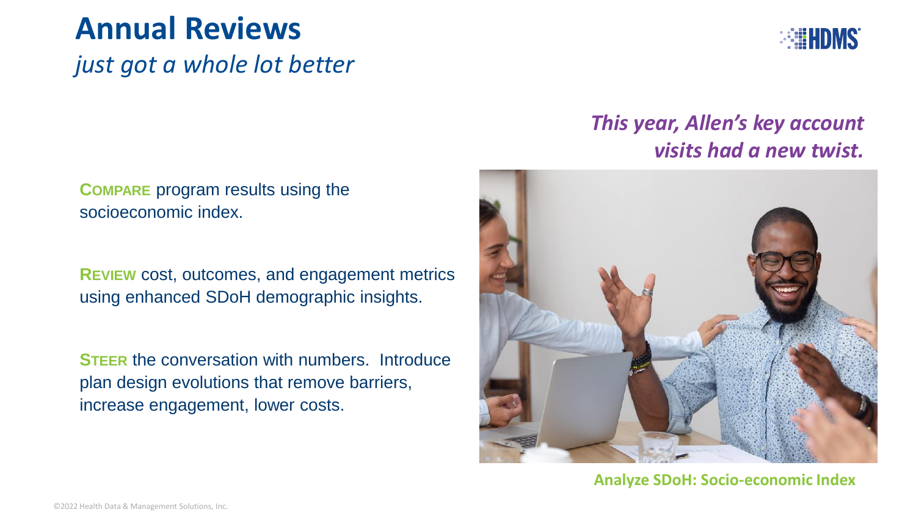# Annual Reviews

*just got a whole lot better*

***This year, Allen's key account visits had a new twist.***

**COMPARE** program results using the socioeconomic index.

**REVIEW** cost, outcomes, and engagement metrics using enhanced SDoH demographic insights.

**STEER** the conversation with numbers. Introduce plan design evolutions that remove barriers, increase engagement, lower costs.

**Analyze SDoH: Socio-economic Index**

©2022 Health Data & Management Solutions, Inc.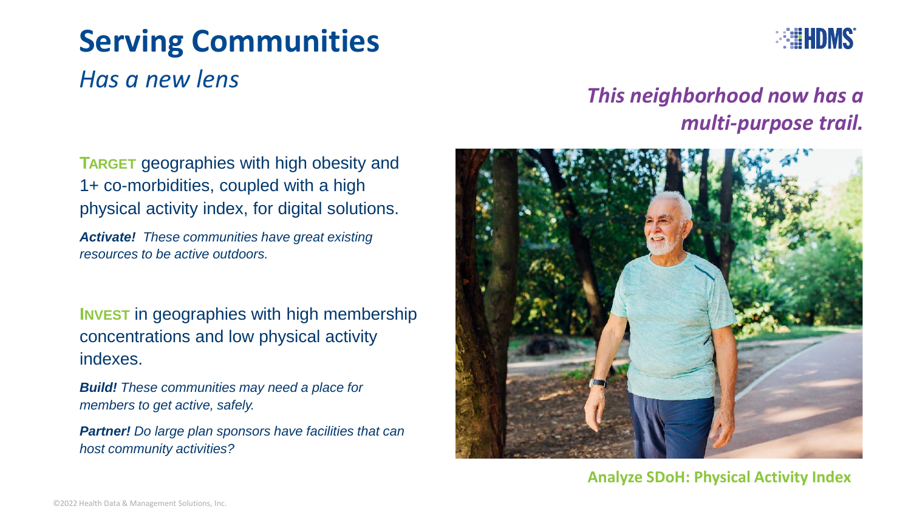# Serving Communities

*Has a new lens*

***This neighborhood now has a multi-purpose trail.***

**TARGET** geographies with high obesity and 1+ co-morbidities, coupled with a high physical activity index, for digital solutions.

***Activate!*** *These communities have great existing resources to be active outdoors.*

**INVEST** in geographies with high membership concentrations and low physical activity indexes.

***Build!*** *These communities may need a place for members to get active, safely.*

***Partner!*** *Do large plan sponsors have facilities that can host community activities?*

**Analyze SDoH: Physical Activity Index**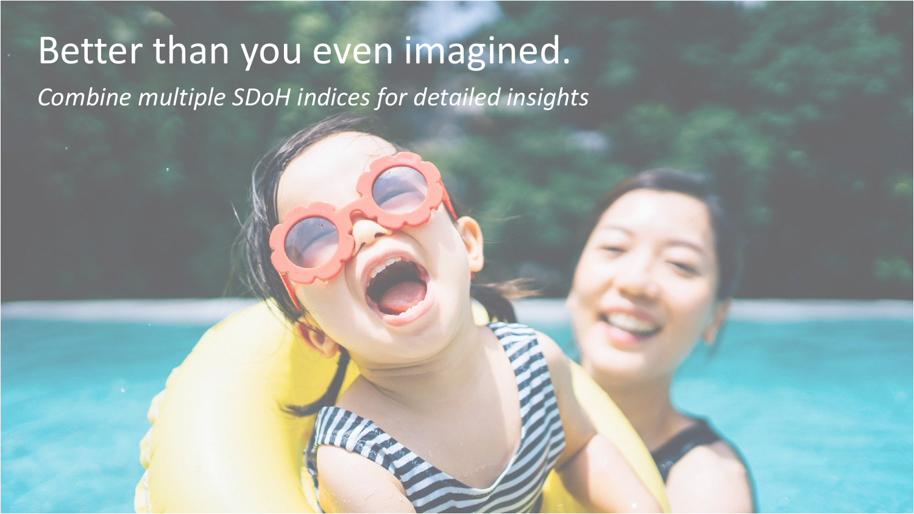# Better than you even imagined.

*Combine multiple SDoH indices for detailed insights*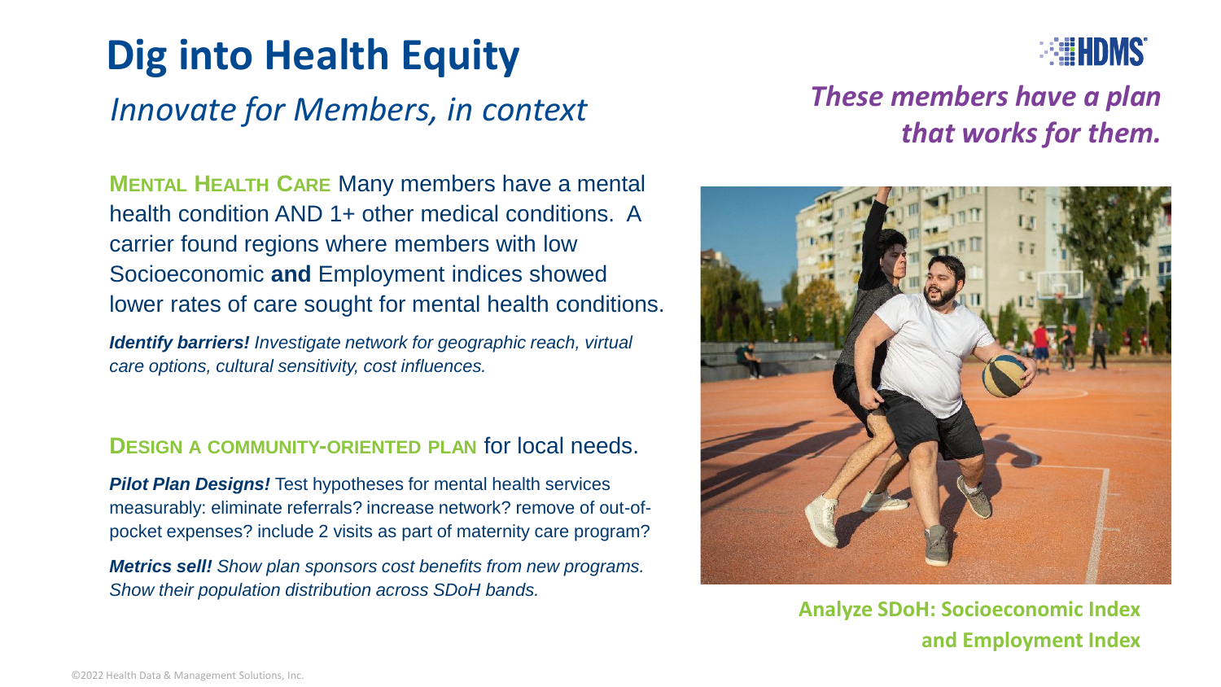# Dig into Health Equity

*Innovate for Members, in context*

***These members have a plan that works for them.***

**MENTAL HEALTH CARE** Many members have a mental health condition AND 1+ other medical conditions. A carrier found regions where members with low Socioeconomic **and** Employment indices showed lower rates of care sought for mental health conditions.

***Identify barriers!*** *Investigate network for geographic reach, virtual care options, cultural sensitivity, cost influences.*

**DESIGN A COMMUNITY-ORIENTED PLAN** for local needs.

***Pilot Plan Designs!*** Test hypotheses for mental health services measurably: eliminate referrals? increase network? remove of out-of-pocket expenses? include 2 visits as part of maternity care program?

***Metrics sell!*** *Show plan sponsors cost benefits from new programs. Show their population distribution across SDoH bands.*

**Analyze SDoH: Socioeconomic Index and Employment Index**

©2022 Health Data & Management Solutions, Inc.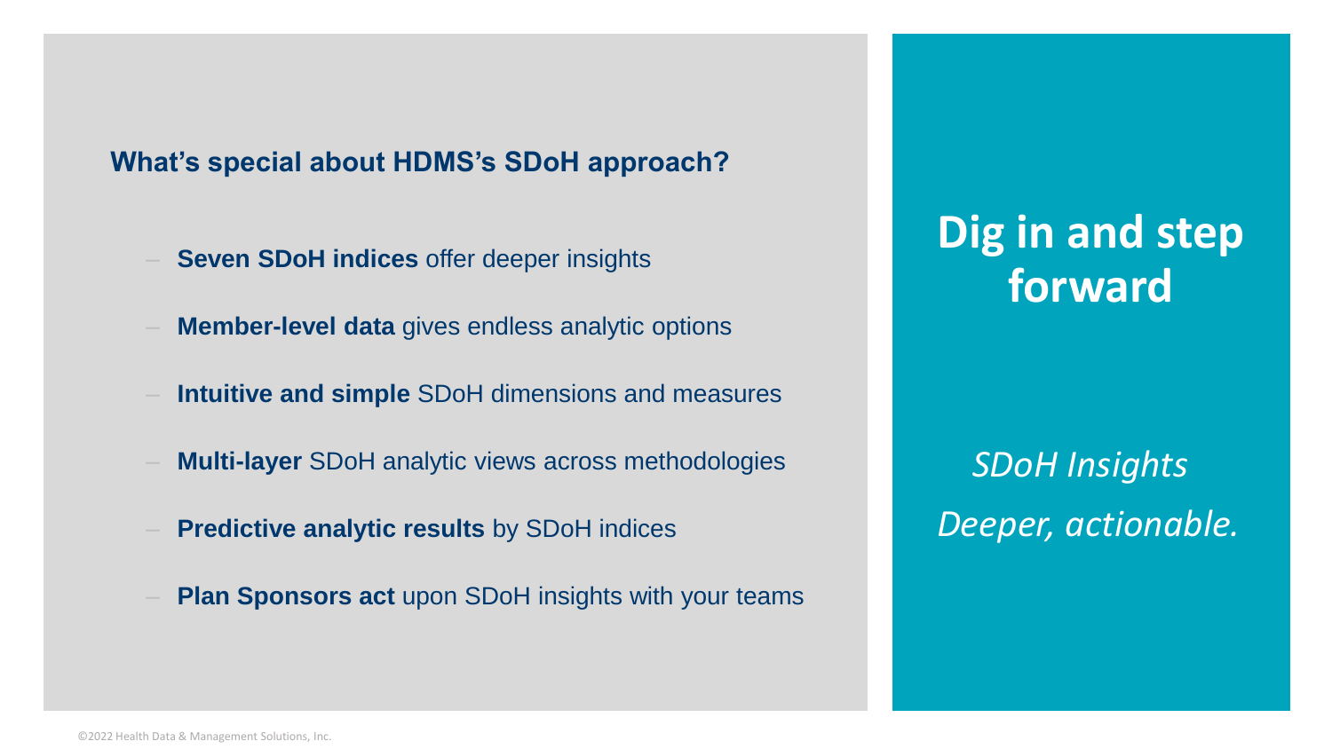**What's special about HDMS's SDoH approach?**

- **Seven SDoH indices** offer deeper insights
- **Member-level data** gives endless analytic options
- **Intuitive and simple** SDoH dimensions and measures
- **Multi-layer** SDoH analytic views across methodologies
- **Predictive analytic results** by SDoH indices
- **Plan Sponsors act** upon SDoH insights with your teams

# Dig in and step forward

*SDoH Insights*

*Deeper, actionable.*

©2022 Health Data & Management Solutions, Inc.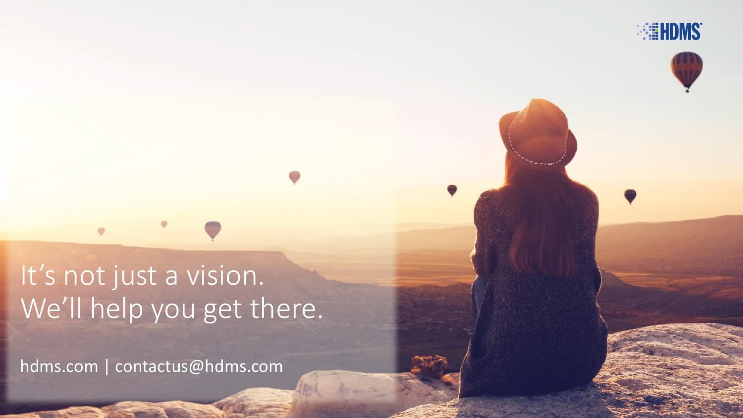HDMS

It's not just a vision.
We'll help you get there.

hdms.com | contactus@hdms.com